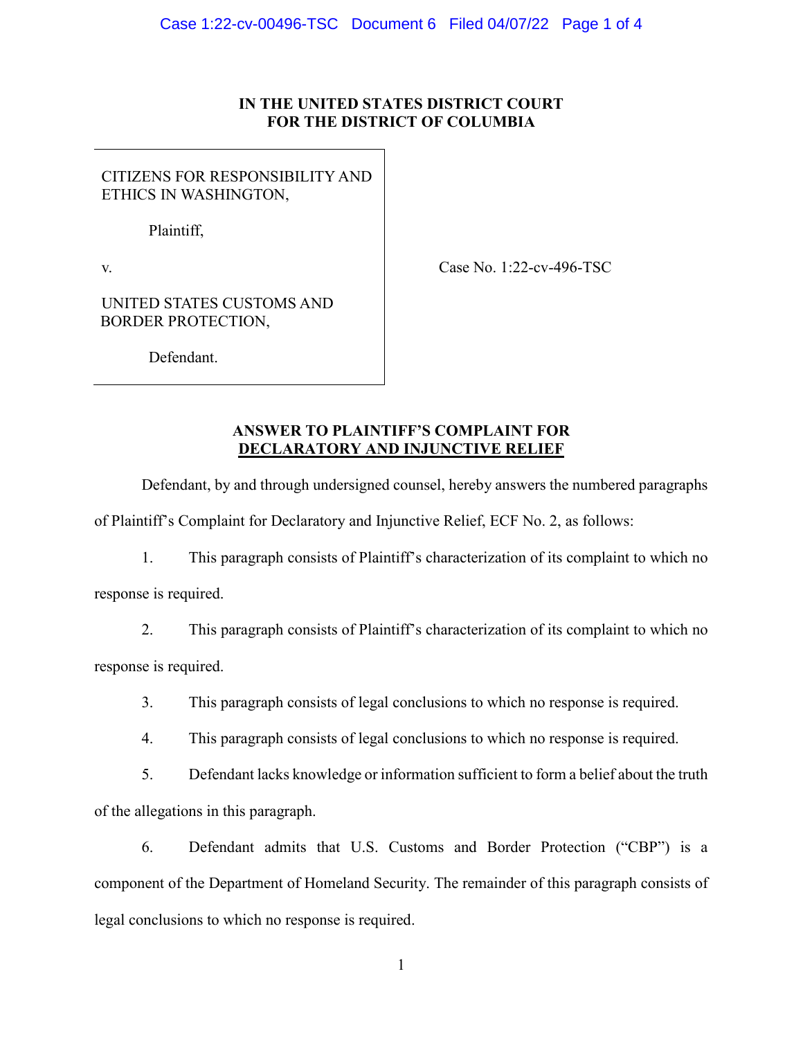**IN THE UNITED STATES DISTRICT COURT**
**FOR THE DISTRICT OF COLUMBIA**

| | |
|---|---|
| CITIZENS FOR RESPONSIBILITY AND ETHICS IN WASHINGTON,<br><br>Plaintiff,<br><br>v.<br><br>UNITED STATES CUSTOMS AND BORDER PROTECTION,<br><br>Defendant. | Case No. 1:22-cv-496-TSC |

**ANSWER TO PLAINTIFF'S COMPLAINT FOR**
**DECLARATORY AND INJUNCTIVE RELIEF**

Defendant, by and through undersigned counsel, hereby answers the numbered paragraphs of Plaintiff's Complaint for Declaratory and Injunctive Relief, ECF No. 2, as follows:

1. This paragraph consists of Plaintiff's characterization of its complaint to which no response is required.

2. This paragraph consists of Plaintiff's characterization of its complaint to which no response is required.

3. This paragraph consists of legal conclusions to which no response is required.

4. This paragraph consists of legal conclusions to which no response is required.

5. Defendant lacks knowledge or information sufficient to form a belief about the truth of the allegations in this paragraph.

6. Defendant admits that U.S. Customs and Border Protection ("CBP") is a component of the Department of Homeland Security. The remainder of this paragraph consists of legal conclusions to which no response is required.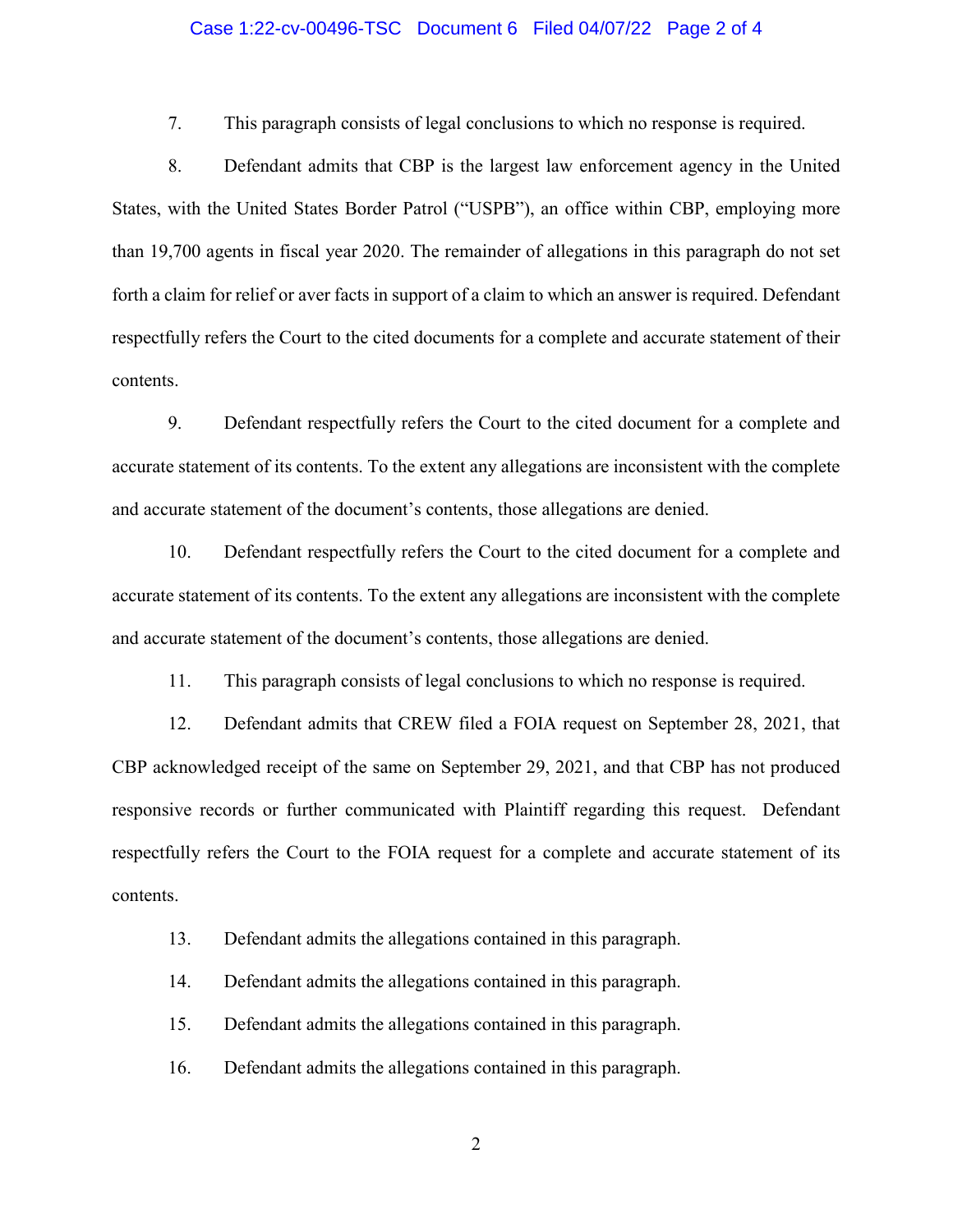7. This paragraph consists of legal conclusions to which no response is required.

8. Defendant admits that CBP is the largest law enforcement agency in the United States, with the United States Border Patrol ("USPB"), an office within CBP, employing more than 19,700 agents in fiscal year 2020. The remainder of allegations in this paragraph do not set forth a claim for relief or aver facts in support of a claim to which an answer is required. Defendant respectfully refers the Court to the cited documents for a complete and accurate statement of their contents.

9. Defendant respectfully refers the Court to the cited document for a complete and accurate statement of its contents. To the extent any allegations are inconsistent with the complete and accurate statement of the document's contents, those allegations are denied.

10. Defendant respectfully refers the Court to the cited document for a complete and accurate statement of its contents. To the extent any allegations are inconsistent with the complete and accurate statement of the document's contents, those allegations are denied.

11. This paragraph consists of legal conclusions to which no response is required.

12. Defendant admits that CREW filed a FOIA request on September 28, 2021, that CBP acknowledged receipt of the same on September 29, 2021, and that CBP has not produced responsive records or further communicated with Plaintiff regarding this request. Defendant respectfully refers the Court to the FOIA request for a complete and accurate statement of its contents.

13. Defendant admits the allegations contained in this paragraph.

14. Defendant admits the allegations contained in this paragraph.

15. Defendant admits the allegations contained in this paragraph.

16. Defendant admits the allegations contained in this paragraph.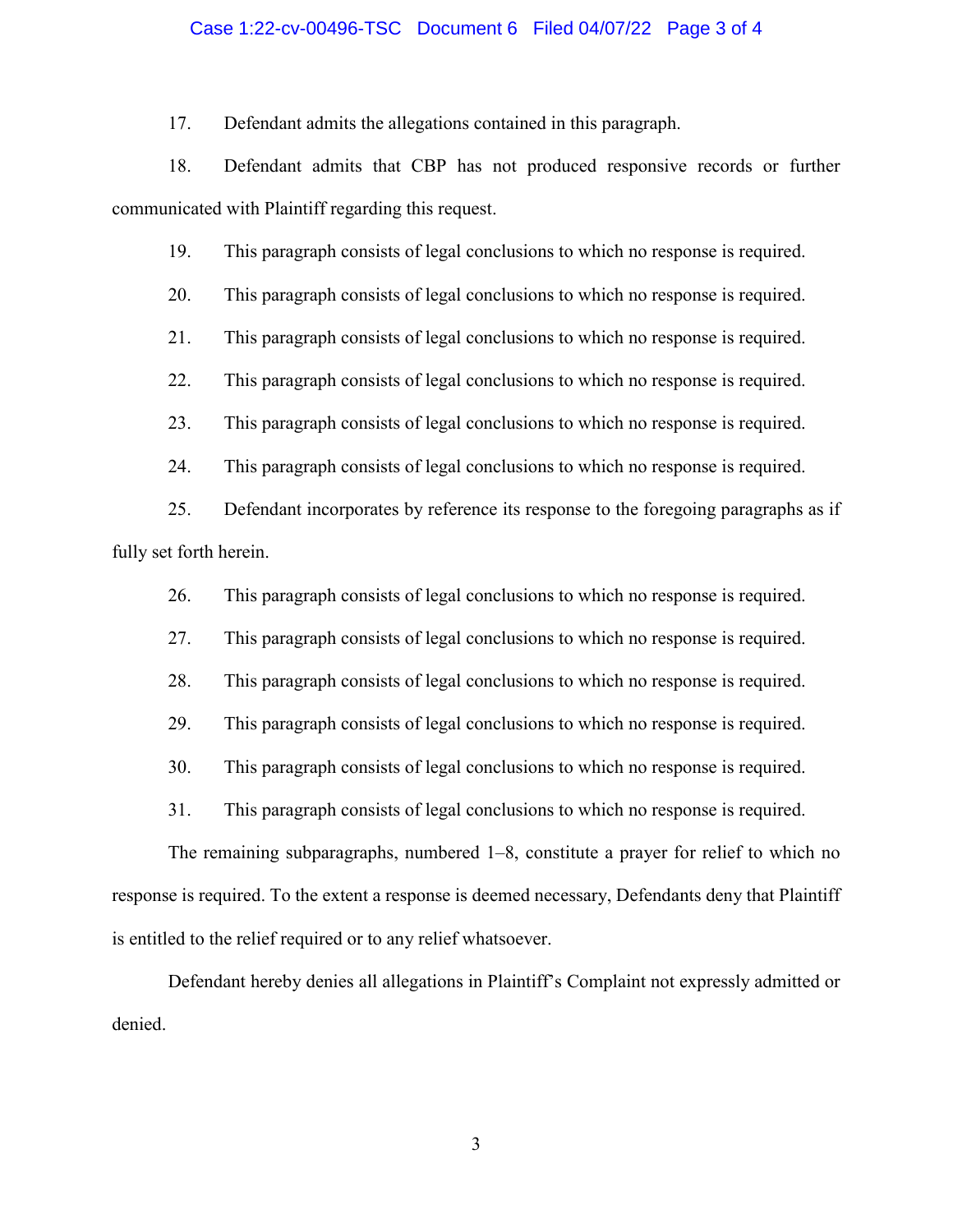17. Defendant admits the allegations contained in this paragraph.

18. Defendant admits that CBP has not produced responsive records or further communicated with Plaintiff regarding this request.

19. This paragraph consists of legal conclusions to which no response is required.

20. This paragraph consists of legal conclusions to which no response is required.

21. This paragraph consists of legal conclusions to which no response is required.

22. This paragraph consists of legal conclusions to which no response is required.

23. This paragraph consists of legal conclusions to which no response is required.

24. This paragraph consists of legal conclusions to which no response is required.

25. Defendant incorporates by reference its response to the foregoing paragraphs as if fully set forth herein.

26. This paragraph consists of legal conclusions to which no response is required.

27. This paragraph consists of legal conclusions to which no response is required.

28. This paragraph consists of legal conclusions to which no response is required.

29. This paragraph consists of legal conclusions to which no response is required.

30. This paragraph consists of legal conclusions to which no response is required.

31. This paragraph consists of legal conclusions to which no response is required.

The remaining subparagraphs, numbered 1–8, constitute a prayer for relief to which no response is required. To the extent a response is deemed necessary, Defendants deny that Plaintiff is entitled to the relief required or to any relief whatsoever.

Defendant hereby denies all allegations in Plaintiff's Complaint not expressly admitted or denied.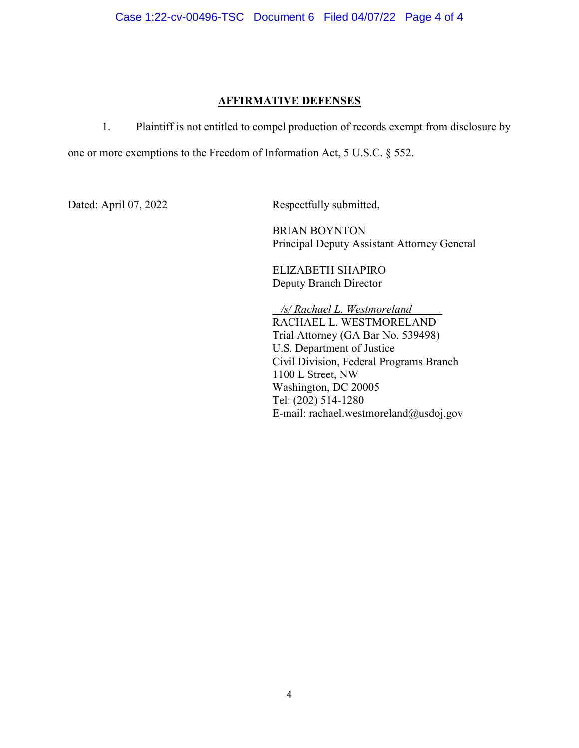## AFFIRMATIVE DEFENSES

1. Plaintiff is not entitled to compel production of records exempt from disclosure by one or more exemptions to the Freedom of Information Act, 5 U.S.C. § 552.

Dated: April 07, 2022

Respectfully submitted,

BRIAN BOYNTON
Principal Deputy Assistant Attorney General

ELIZABETH SHAPIRO
Deputy Branch Director

*/s/ Rachael L. Westmoreland*
RACHAEL L. WESTMORELAND
Trial Attorney (GA Bar No. 539498)
U.S. Department of Justice
Civil Division, Federal Programs Branch
1100 L Street, NW
Washington, DC 20005
Tel: (202) 514-1280
E-mail: rachael.westmoreland@usdoj.gov